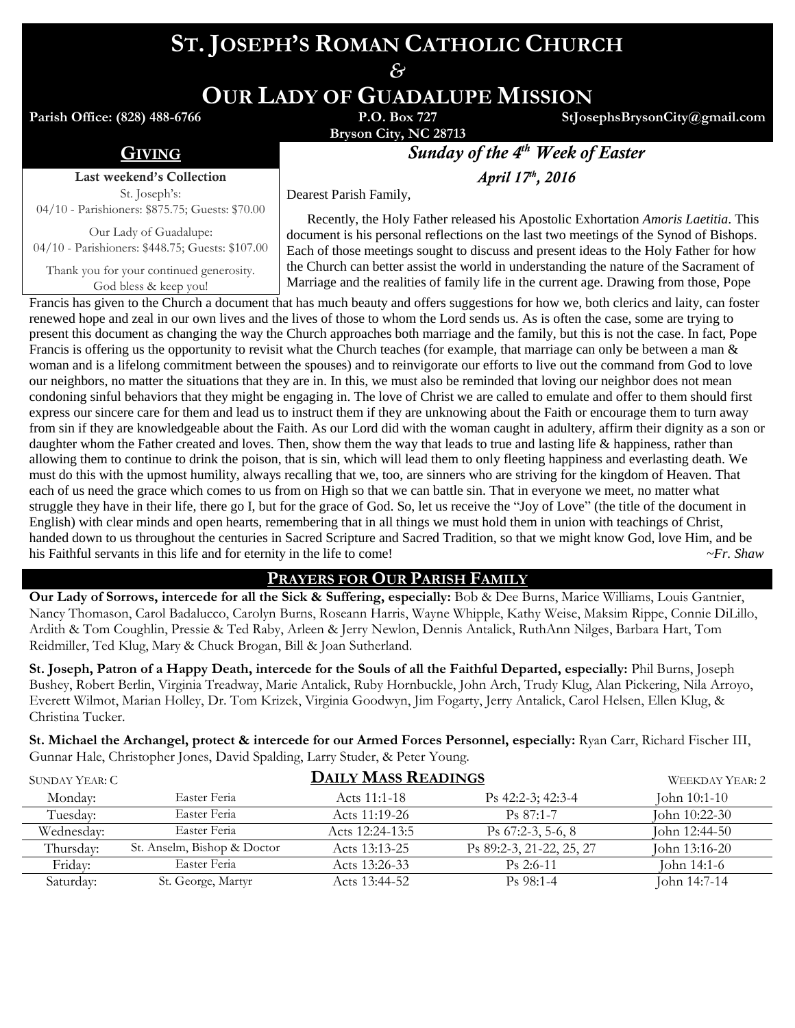# ST. JOSEPH'S ROMAN CATHOLIC CHURCH

*&*

# OUR LADY OF GUADALUPE MISSION

**Parish Office: (828) 488-6766** **P.O. Box 727** **StJosephsBrysonCity@gmail.com**
**Bryson City, NC 28713**

## GIVING

**Last weekend's Collection**

St. Joseph's:
04/10 - Parishioners: $875.75; Guests: $70.00

Our Lady of Guadalupe:
04/10 - Parishioners: $448.75; Guests: $107.00

Thank you for your continued generosity.
God bless & keep you!

## *Sunday of the 4th Week of Easter*

***April 17th, 2016***

Dearest Parish Family,

Recently, the Holy Father released his Apostolic Exhortation *Amoris Laetitia*. This document is his personal reflections on the last two meetings of the Synod of Bishops. Each of those meetings sought to discuss and present ideas to the Holy Father for how the Church can better assist the world in understanding the nature of the Sacrament of Marriage and the realities of family life in the current age. Drawing from those, Pope Francis has given to the Church a document that has much beauty and offers suggestions for how we, both clerics and laity, can foster renewed hope and zeal in our own lives and the lives of those to whom the Lord sends us. As is often the case, some are trying to present this document as changing the way the Church approaches both marriage and the family, but this is not the case. In fact, Pope Francis is offering us the opportunity to revisit what the Church teaches (for example, that marriage can only be between a man & woman and is a lifelong commitment between the spouses) and to reinvigorate our efforts to live out the command from God to love our neighbors, no matter the situations that they are in. In this, we must also be reminded that loving our neighbor does not mean condoning sinful behaviors that they might be engaging in. The love of Christ we are called to emulate and offer to them should first express our sincere care for them and lead us to instruct them if they are unknowing about the Faith or encourage them to turn away from sin if they are knowledgeable about the Faith. As our Lord did with the woman caught in adultery, affirm their dignity as a son or daughter whom the Father created and loves. Then, show them the way that leads to true and lasting life & happiness, rather than allowing them to continue to drink the poison, that is sin, which will lead them to only fleeting happiness and everlasting death. We must do this with the upmost humility, always recalling that we, too, are sinners who are striving for the kingdom of Heaven. That each of us need the grace which comes to us from on High so that we can battle sin. That in everyone we meet, no matter what struggle they have in their life, there go I, but for the grace of God. So, let us receive the "Joy of Love" (the title of the document in English) with clear minds and open hearts, remembering that in all things we must hold them in union with teachings of Christ, handed down to us throughout the centuries in Sacred Scripture and Sacred Tradition, so that we might know God, love Him, and be his Faithful servants in this life and for eternity in the life to come!

*~Fr. Shaw*

## PRAYERS FOR OUR PARISH FAMILY

**Our Lady of Sorrows, intercede for all the Sick & Suffering, especially:** Bob & Dee Burns, Marice Williams, Louis Gantnier, Nancy Thomason, Carol Badalucco, Carolyn Burns, Roseann Harris, Wayne Whipple, Kathy Weise, Maksim Rippe, Connie DiLillo, Ardith & Tom Coughlin, Pressie & Ted Raby, Arleen & Jerry Newlon, Dennis Antalick, RuthAnn Nilges, Barbara Hart, Tom Reidmiller, Ted Klug, Mary & Chuck Brogan, Bill & Joan Sutherland.

**St. Joseph, Patron of a Happy Death, intercede for the Souls of all the Faithful Departed, especially:** Phil Burns, Joseph Bushey, Robert Berlin, Virginia Treadway, Marie Antalick, Ruby Hornbuckle, John Arch, Trudy Klug, Alan Pickering, Nila Arroyo, Everett Wilmot, Marian Holley, Dr. Tom Krizek, Virginia Goodwyn, Jim Fogarty, Jerry Antalick, Carol Helsen, Ellen Klug, & Christina Tucker.

**St. Michael the Archangel, protect & intercede for our Armed Forces Personnel, especially:** Ryan Carr, Richard Fischer III, Gunnar Hale, Christopher Jones, David Spalding, Larry Studer, & Peter Young.

## DAILY MASS READINGS

SUNDAY YEAR: C — WEEKDAY YEAR: 2

| | | | | |
|---|---|---|---|---|
| Monday: | Easter Feria | Acts 11:1-18 | Ps 42:2-3; 42:3-4 | John 10:1-10 |
| Tuesday: | Easter Feria | Acts 11:19-26 | Ps 87:1-7 | John 10:22-30 |
| Wednesday: | Easter Feria | Acts 12:24-13:5 | Ps 67:2-3, 5-6, 8 | John 12:44-50 |
| Thursday: | St. Anselm, Bishop & Doctor | Acts 13:13-25 | Ps 89:2-3, 21-22, 25, 27 | John 13:16-20 |
| Friday: | Easter Feria | Acts 13:26-33 | Ps 2:6-11 | John 14:1-6 |
| Saturday: | St. George, Martyr | Acts 13:44-52 | Ps 98:1-4 | John 14:7-14 |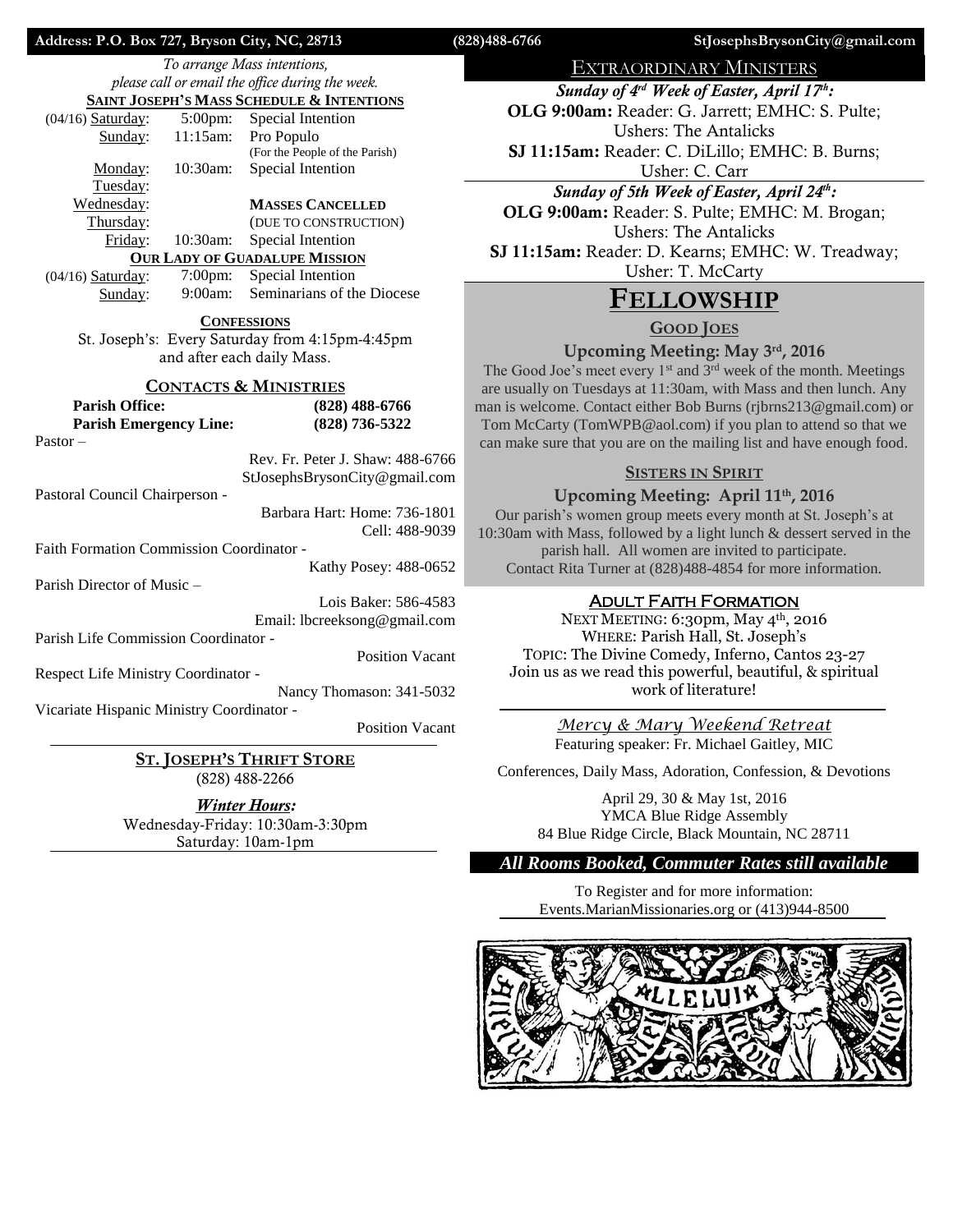Address: P.O. Box 727, Bryson City, NC, 28713 (828)488-6766 StJosephsBrysonCity@gmail.com

*To arrange Mass intentions, please call or email the office during the week.*

**SAINT JOSEPH'S MASS SCHEDULE & INTENTIONS**

| | | |
|---|---|---|
| (04/16) Saturday: | 5:00pm: | Special Intention |
| Sunday: | 11:15am: | Pro Populo (For the People of the Parish) |
| Monday: | 10:30am: | Special Intention |
| Tuesday: | | |
| Wednesday: | | **MASSES CANCELLED** |
| Thursday: | | (DUE TO CONSTRUCTION) |
| Friday: | 10:30am: | Special Intention |

**OUR LADY OF GUADALUPE MISSION**

| | | |
|---|---|---|
| (04/16) Saturday: | 7:00pm: | Special Intention |
| Sunday: | 9:00am: | Seminarians of the Diocese |

**CONFESSIONS**

St. Joseph's: Every Saturday from 4:15pm-4:45pm and after each daily Mass.

**CONTACTS & MINISTRIES**

**Parish Office:** (828) 488-6766
**Parish Emergency Line:** (828) 736-5322

Pastor – Rev. Fr. Peter J. Shaw: 488-6766, StJosephsBrysonCity@gmail.com

Pastoral Council Chairperson - Barbara Hart: Home: 736-1801, Cell: 488-9039

Faith Formation Commission Coordinator - Kathy Posey: 488-0652

Parish Director of Music – Lois Baker: 586-4583, Email: lbcreeksong@gmail.com

Parish Life Commission Coordinator - Position Vacant

Respect Life Ministry Coordinator - Nancy Thomason: 341-5032

Vicariate Hispanic Ministry Coordinator - Position Vacant

**ST. JOSEPH'S THRIFT STORE**
(828) 488-2266

***Winter Hours:***
Wednesday-Friday: 10:30am-3:30pm
Saturday: 10am-1pm

## EXTRAORDINARY MINISTERS

***Sunday of 4th Week of Easter, April 17th:***

**OLG 9:00am:** Reader: G. Jarrett; EMHC: S. Pulte; Ushers: The Antalicks
**SJ 11:15am:** Reader: C. DiLillo; EMHC: B. Burns; Usher: C. Carr

***Sunday of 5th Week of Easter, April 24th:***

**OLG 9:00am:** Reader: S. Pulte; EMHC: M. Brogan; Ushers: The Antalicks
**SJ 11:15am:** Reader: D. Kearns; EMHC: W. Treadway; Usher: T. McCarty

# FELLOWSHIP

### GOOD JOES

**Upcoming Meeting: May 3rd, 2016**

The Good Joe's meet every 1st and 3rd week of the month. Meetings are usually on Tuesdays at 11:30am, with Mass and then lunch. Any man is welcome. Contact either Bob Burns (rjbrns213@gmail.com) or Tom McCarty (TomWPB@aol.com) if you plan to attend so that we can make sure that you are on the mailing list and have enough food.

### SISTERS IN SPIRIT

**Upcoming Meeting: April 11th, 2016**

Our parish's women group meets every month at St. Joseph's at 10:30am with Mass, followed by a light lunch & dessert served in the parish hall. All women are invited to participate. Contact Rita Turner at (828)488-4854 for more information.

### ADULT FAITH FORMATION

NEXT MEETING: 6:30pm, May 4th, 2016
WHERE: Parish Hall, St. Joseph's
TOPIC: The Divine Comedy, Inferno, Cantos 23-27
Join us as we read this powerful, beautiful, & spiritual work of literature!

*Mercy & Mary Weekend Retreat*

Featuring speaker: Fr. Michael Gaitley, MIC

Conferences, Daily Mass, Adoration, Confession, & Devotions

April 29, 30 & May 1st, 2016
YMCA Blue Ridge Assembly
84 Blue Ridge Circle, Black Mountain, NC 28711

***All Rooms Booked, Commuter Rates still available***

To Register and for more information:
Events.MarianMissionaries.org or (413)944-8500